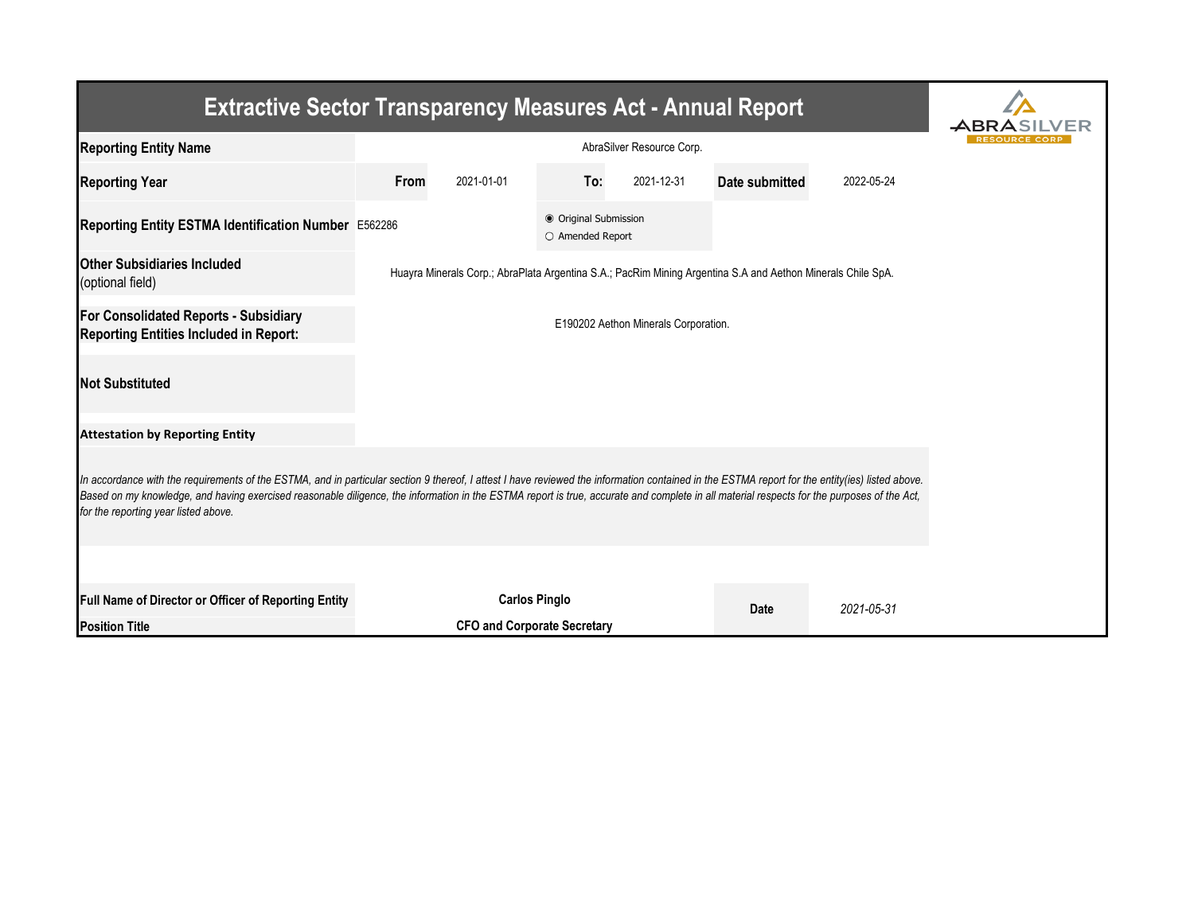# Extractive Sector Transparency Measures Act - Annual Report

| | | | | | | |
|---|---|---|---|---|---|---|
| **Reporting Entity Name** | AbraSilver Resource Corp. | | | | | |
| **Reporting Year** | **From** | 2021-01-01 | **To:** | 2021-12-31 | **Date submitted** | 2022-05-24 |
| **Reporting Entity ESTMA Identification Number** | E562286 | | ◉ Original Submission<br>○ Amended Report | | | |
| **Other Subsidiaries Included** (optional field) | Huayra Minerals Corp.; AbraPlata Argentina S.A.; PacRim Mining Argentina S.A and Aethon Minerals Chile SpA. | | | | | |
| **For Consolidated Reports - Subsidiary Reporting Entities Included in Report:** | E190202 Aethon Minerals Corporation. | | | | | |
| **Not Substituted** | | | | | | |

**Attestation by Reporting Entity**

*In accordance with the requirements of the ESTMA, and in particular section 9 thereof, I attest I have reviewed the information contained in the ESTMA report for the entity(ies) listed above. Based on my knowledge, and having exercised reasonable diligence, the information in the ESTMA report is true, accurate and complete in all material respects for the purposes of the Act, for the reporting year listed above.*

| | | | |
|---|---|---|---|
| **Full Name of Director or Officer of Reporting Entity** | **Carlos Pinglo** | **Date** | *2021-05-31* |
| **Position Title** | **CFO and Corporate Secretary** | | |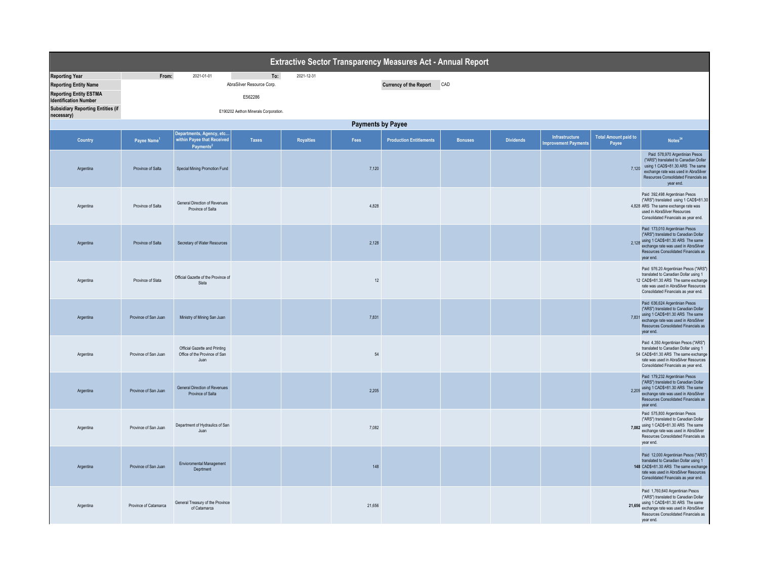# Extractive Sector Transparency Measures Act - Annual Report

| | | | | | |
|---|---|---|---|---|---|
| **Reporting Year** | From: | 2021-01-01 | To: | 2021-12-31 | |
| **Reporting Entity Name** | | AbraSilver Resource Corp. | | **Currency of the Report** | CAD |
| **Reporting Entity ESTMA Identification Number** | | E562286 | | | |
| **Subsidiary Reporting Entities (if necessary)** | | E190202 Aethon Minerals Corporation. | | | |

## Payments by Payee

| Country | Payee Name[1] | Departments, Agency, etc... within Payee that Received Payments[2] | Taxes | Royalties | Fees | Production Entitlements | Bonuses | Dividends | Infrastructure Improvement Payments | Total Amount paid to Payee | Notes[34] |
|---|---|---|---|---|---|---|---|---|---|---|---|
| Argentina | Province of Salta | Special Mining Promotion Fund | | | 7,120 | | | | | 7,120 | Paid 578,970 Argentinian Pesos ("ARS") translated to Canadian Dollar using 1 CAD$=81.30 ARS The same exchange rate was used in AbraSilver Resources Consolidated Financials as year end. |
| Argentina | Province of Salta | General Direction of Revenues Province of Salta | | | 4,828 | | | | | 4,828 | Paid 392,498 Argentinian Pesos ("ARS") translated using 1 CAD$=81.30 ARS The same exchange rate was used in AbraSilver Resources Consolidated Financials as year end. |
| Argentina | Province of Salta | Secretary of Water Resources | | | 2,128 | | | | | 2,128 | Paid 173,010 Argentinian Pesos ("ARS") translated to Canadian Dollar using 1 CAD$=81.30 ARS The same exchange rate was used in AbraSilver Resources Consolidated Financials as year end. |
| Argentina | Province of Slata | Official Gazette of the Province of Slata | | | 12 | | | | | 12 | Paid 976.20 Argentinian Pesos ("ARS") translated to Canadian Dollar using 1 CAD$=81.30 ARS The same exchange rate was used in AbraSilver Resources Consolidated Financials as year end. |
| Argentina | Province of San Juan | Ministry of Mining San Juan | | | 7,831 | | | | | 7,831 | Paid 636,624 Argentinian Pesos ("ARS") translated to Canadian Dollar using 1 CAD$=81.30 ARS The same exchange rate was used in AbraSilver Resources Consolidated Financials as year end. |
| Argentina | Province of San Juan | Official Gazette and Printing Office of the Province of San Juan | | | 54 | | | | | 54 | Paid 4,350 Argentinian Pesos ("ARS") translated to Canadian Dollar using 1 CAD$=81.30 ARS The same exchange rate was used in AbraSilver Resources Consolidated Financials as year end. |
| Argentina | Province of San Juan | General Direction of Revenues Province of Salta | | | 2,205 | | | | | 2,205 | Paid 179,232 Argentinian Pesos ("ARS") translated to Canadian Dollar using 1 CAD$=81.30 ARS The same exchange rate was used in AbraSilver Resources Consolidated Financials as year end. |
| Argentina | Province of San Juan | Department of Hydraulics of San Juan | | | 7,082 | | | | | **7,082** | Paid 575,800 Argentinian Pesos ("ARS") translated to Canadian Dollar using 1 CAD$=81.30 ARS The same exchange rate was used in AbraSilver Resources Consolidated Financials as year end. |
| Argentina | Province of San Juan | Envioromental Management Deprtment | | | 148 | | | | | **148** | Paid 12,000 Argentinian Pesos ("ARS") translated to Canadian Dollar using 1 CAD$=81.30 ARS The same exchange rate was used in AbraSilver Resources Consolidated Financials as year end. |
| Argentina | Province of Catamarca | General Treasury of the Province of Catamarca | | | 21,656 | | | | | **21,656** | Paid 1,760,640 Argentinian Pesos ("ARS") translated to Canadian Dollar using 1 CAD$=81.30 ARS The same exchange rate was used in AbraSilver Resources Consolidated Financials as year end. |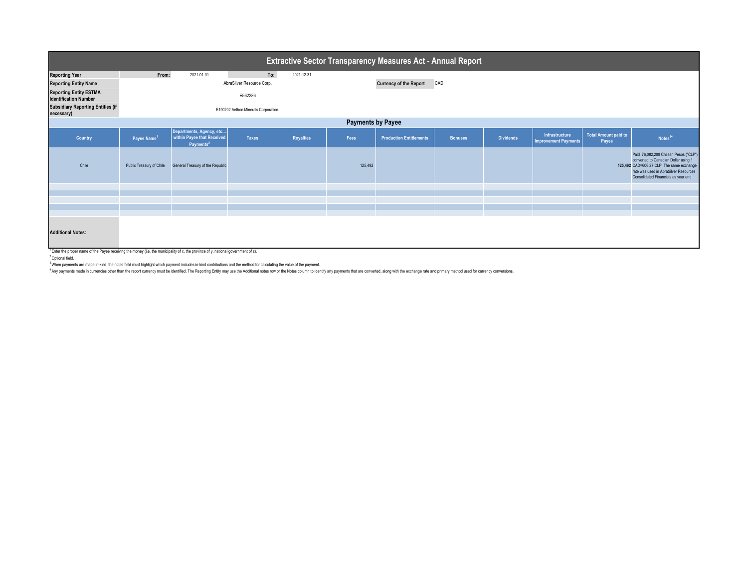# Extractive Sector Transparency Measures Act - Annual Report

| | | | | |
|---|---|---|---|---|
| **Reporting Year** | From: | 2021-01-01 | To: | 2021-12-31 |
| **Reporting Entity Name** | AbraSilver Resource Corp. | | **Currency of the Report** | CAD |
| **Reporting Entity ESTMA Identification Number** | E562286 | | | |
| **Subsidiary Reporting Entities (if necessary)** | E190202 Aethon Minerals Corporation. | | | |

## Payments by Payee

| Country | Payee Name[1] | Departments, Agency, etc... within Payee that Received Payments[2] | Taxes | Royalties | Fees | Production Entitlements | Bonuses | Dividends | Infrastructure Improvement Payments | Total Amount paid to Payee | Notes[34] |
|---|---|---|---|---|---|---|---|---|---|---|---|
| Chile | Public Treasury of Chile | General Treasury of the Republic | | | 125,492 | | | | | 125,492 | Paid 76,082,288 Chilean Pesos ("CLP") converted to Canadian Dollar using 1 CAD=606.27 CLP The same exchange rate was used in AbraSilver Resources Consolidated Financials as year end. |
| | | | | | | | | | | | |
| | | | | | | | | | | | |
| | | | | | | | | | | | |
| | | | | | | | | | | | |
| | | | | | | | | | | | |

**Additional Notes:**

[1] Enter the proper name of the Payee receiving the money (i.e. the municipality of x, the province of y, national government of z).

[2] Optional field.

[3] When payments are made in-kind, the notes field must highlight which payment includes in-kind contributions and the method for calculating the value of the payment.

[4] Any payments made in currencies other than the report currency must be identified. The Reporting Entity may use the Additional notes row or the Notes column to identify any payments that are converted, along with the exchange rate and primary method used for currency conversions.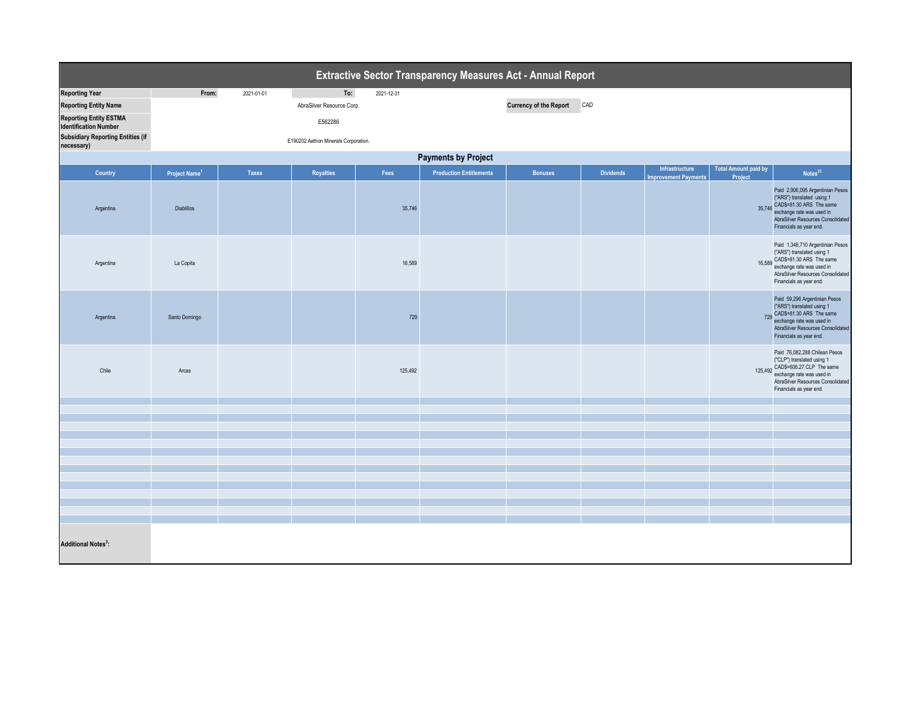# Extractive Sector Transparency Measures Act - Annual Report

| | | | | |
|---|---|---|---|---|
| **Reporting Year** | **From:** | 2021-01-01 | **To:** | 2021-12-31 |
| **Reporting Entity Name** | AbraSilver Resource Corp. | | **Currency of the Report** | CAD |
| **Reporting Entity ESTMA Identification Number** | E562286 | | | |
| **Subsidiary Reporting Entities (if necessary)** | E190202 Aethon Minerals Corporation. | | | |

## Payments by Project

| Country | Project Name[1] | Taxes | Royalties | Fees | Production Entitlements | Bonuses | Dividends | Infrastructure Improvement Payments | Total Amount paid by Project | Notes[23] |
|---|---|---|---|---|---|---|---|---|---|---|
| Argentina | Diablillos | | | 35,746 | | | | | 35,746 | Paid 2,906,095 Argentinian Pesos ("ARS") translated using 1 CAD$=81.30 ARS The same exchange rate was used in AbraSilver Resources Consolidated Financials as year end. |
| Argentina | La Copita | | | 16,589 | | | | | 16,589 | Paid 1,348,710 Argentinian Pesos ("ARS") translated using 1 CAD$=81.30 ARS The same exchange rate was used in AbraSilver Resources Consolidated Financials as year end. |
| Argentina | Santo Domingo | | | 729 | | | | | 729 | Paid 59,296 Argentinian Pesos ("ARS") translated using 1 CAD$=81.30 ARS The same exchange rate was used in AbraSilver Resources Consolidated Financials as year end. |
| Chile | Arcas | | | 125,492 | | | | | 125,492 | Paid 76,082,288 Chilean Pesos ("CLP") translated using 1 CAD$=606.27 CLP The same exchange rate was used in AbraSilver Resources Consolidated Financials as year end. |

**Additional Notes[3]:**